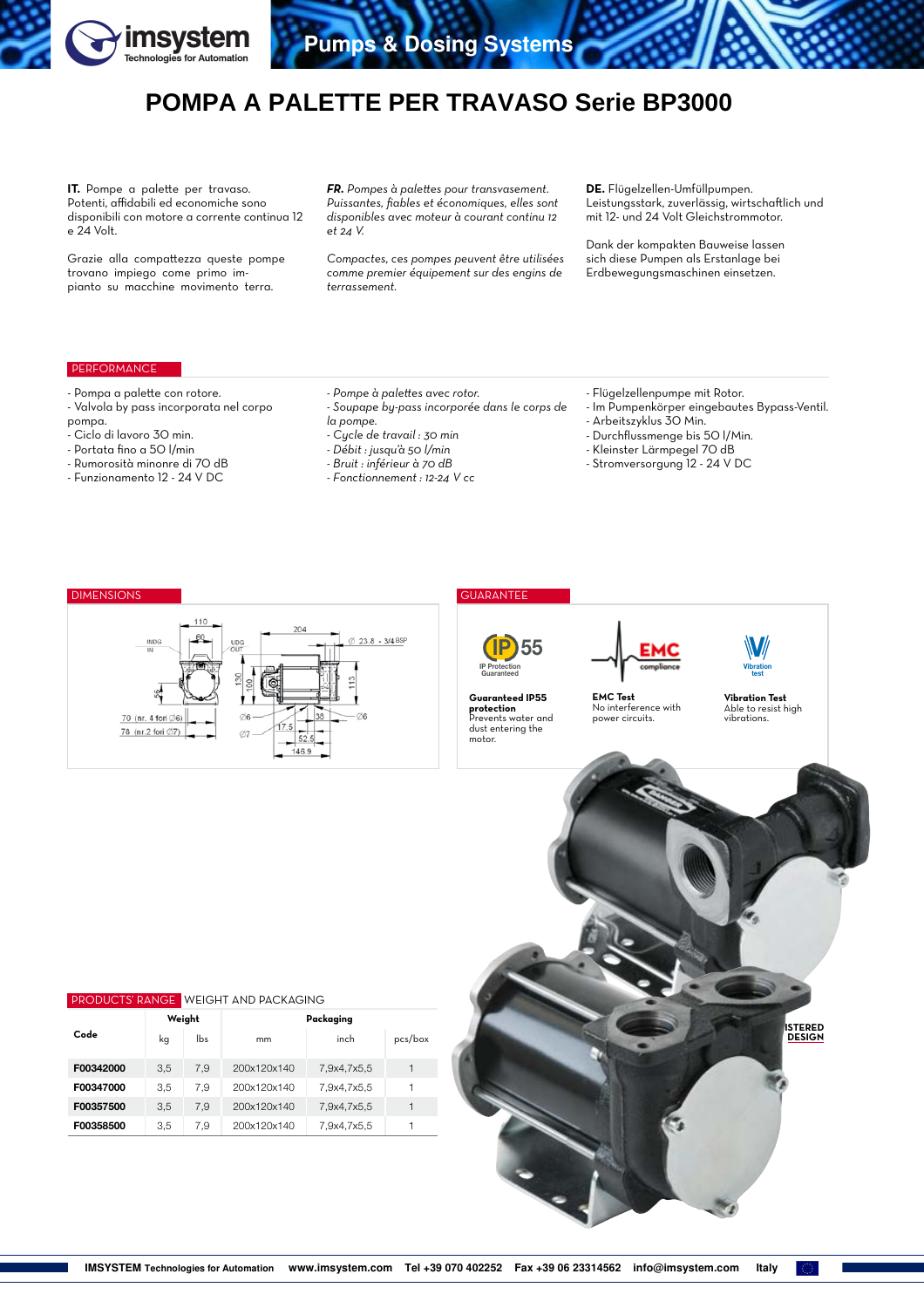# POMPA A PALETTE PER TRAVASO Serie BP3000

**IT.** Pompe a palette per travaso. Potenti, affidabili ed economiche sono disponibili con motore a corrente continua 12 e 24 Volt.

Grazie alla compattezza queste pompe trovano impiego come primo impianto su macchine movimento terra.

***FR.*** *Pompes à palettes pour transvasement. Puissantes, fiables et économiques, elles sont disponibles avec moteur à courant continu 12 et 24 V.*

*Compactes, ces pompes peuvent être utilisées comme premier équipement sur des engins de terrassement.*

**DE.** Flügelzellen-Umfüllpumpen. Leistungsstark, zuverlässig, wirtschaftlich und mit 12- und 24 Volt Gleichstrommotor.

Dank der kompakten Bauweise lassen sich diese Pumpen als Erstanlage bei Erdbewegungsmaschinen einsetzen.

## PERFORMANCE

- Pompa a palette con rotore.
- Valvola by pass incorporata nel corpo pompa.
- Ciclo di lavoro 30 min.
- Portata fino a 50 l/min
- Rumorosità minonre di 70 dB
- Funzionamento 12 - 24 V DC

- *Pompe à palettes avec rotor.*
- *Soupape by-pass incorporée dans le corps de la pompe.*
- *Cycle de travail : 30 min*
- *Débit : jusqu'à 50 l/min*
- *Bruit : inférieur à 70 dB*
- *Fonctionnement : 12-24 V cc*

- Flügelzellenpumpe mit Rotor.
- Im Pumpenkörper eingebautes Bypass-Ventil.
- Arbeitszyklus 30 Min.
- Durchflussmenge bis 50 l/Min.
- Kleinster Lärmpegel 70 dB
- Stromversorgung 12 - 24 V DC

## DIMENSIONS

## GUARANTEE

**Guaranteed IP55 protection**
Prevents water and dust entering the motor.

**EMC Test**
No interference with power circuits.

**Vibration Test**
Able to resist high vibrations.

REGISTERED DESIGN

## PRODUCTS' RANGE WEIGHT AND PACKAGING

| Code | Weight | | Packaging | | |
|---|---|---|---|---|---|
| | kg | lbs | mm | inch | pcs/box |
| **F00342000** | 3,5 | 7,9 | 200x120x140 | 7,9x4,7x5,5 | 1 |
| **F00347000** | 3,5 | 7,9 | 200x120x140 | 7,9x4,7x5,5 | 1 |
| **F00357500** | 3,5 | 7,9 | 200x120x140 | 7,9x4,7x5,5 | 1 |
| **F00358500** | 3,5 | 7,9 | 200x120x140 | 7,9x4,7x5,5 | 1 |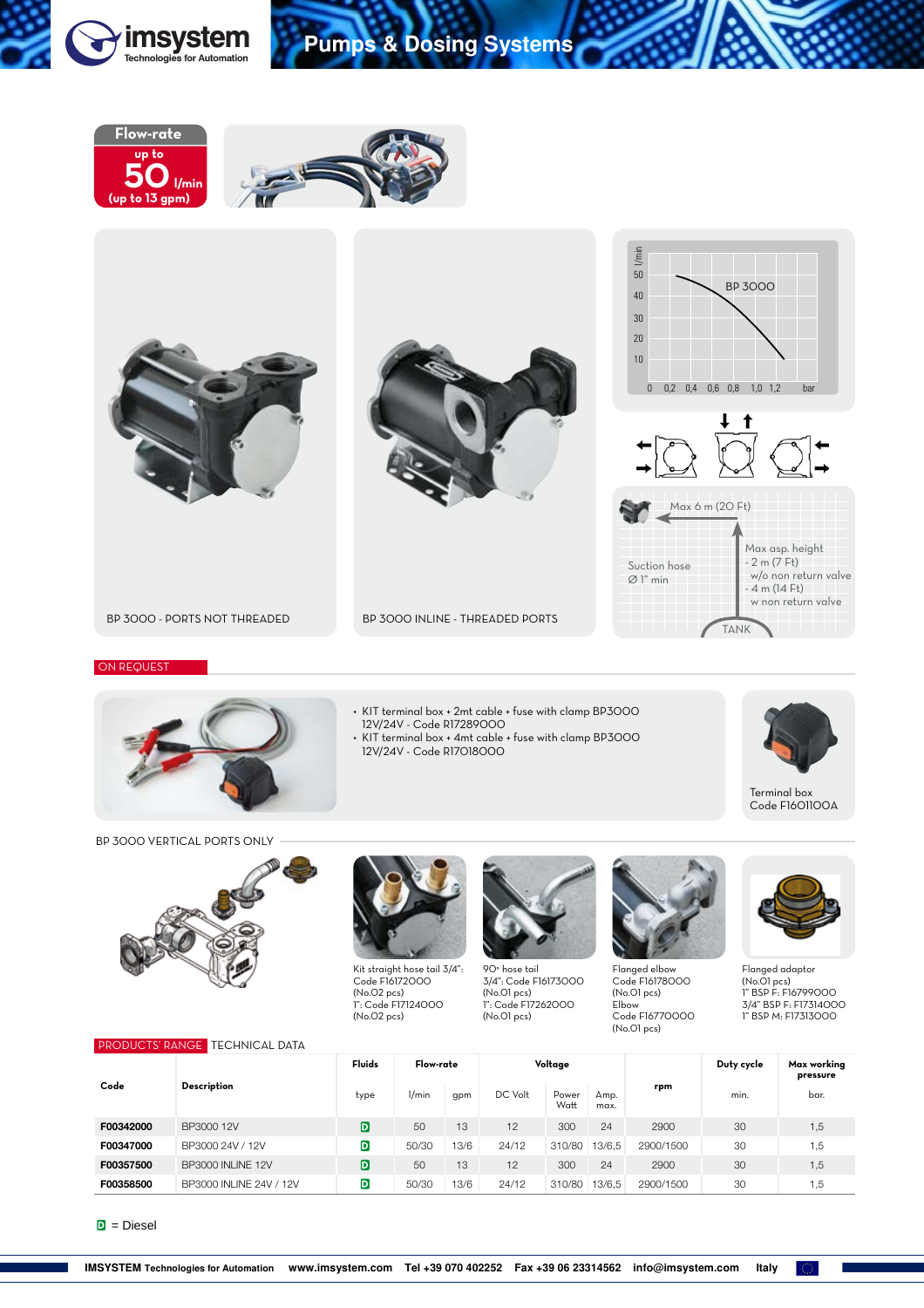# Pumps & Dosing Systems

**Flow-rate**
up to **50** l/min
(up to 13 gpm)

BP 3000 - PORTS NOT THREADED

BP 3000 INLINE - THREADED PORTS

l/min
50
40
30
20
10
0 0,2 0,4 0,6 0,8 1,0 1,2 bar
BP 3000

Max 6 m (20 Ft)

Suction hose
Ø 1" min

Max asp. height
- 2 m (7 Ft)
w/o non return valve
- 4 m (14 Ft)
w non return valve

TANK

## ON REQUEST

- KIT terminal box + 2mt cable + fuse with clamp BP3000 12V/24V - Code R17289000
- KIT terminal box + 4mt cable + fuse with clamp BP3000 12V/24V - Code R17018000

Terminal box
Code F16011OOA

## BP 3000 VERTICAL PORTS ONLY

Kit straight hose tail 3/4": Code F16172000 (No.02 pcs)
1": Code F17124000 (No.02 pcs)

90° hose tail 3/4": Code F16173000 (No.01 pcs)
1": Code F17262000 (No.01 pcs)

Flanged elbow Code F16178000 (No.01 pcs)
Elbow Code F16770000 (No.01 pcs)

Flanged adaptor (No.01 pcs)
1" BSP F: F16799000
3/4" BSP F: F17314000
1" BSP M: F17313000

## PRODUCTS' RANGE TECHNICAL DATA

| Code | Description | Fluids | Flow-rate | | Voltage | | | rpm | Duty cycle | Max working pressure |
|---|---|---|---|---|---|---|---|---|---|---|
| | | type | l/min | gpm | DC Volt | Power Watt | Amp. max. | | min. | bar. |
| **F00342000** | BP3000 12V | D | 50 | 13 | 12 | 300 | 24 | 2900 | 30 | 1,5 |
| **F00347000** | BP3000 24V / 12V | D | 50/30 | 13/6 | 24/12 | 310/80 | 13/6,5 | 2900/1500 | 30 | 1,5 |
| **F00357500** | BP3000 INLINE 12V | D | 50 | 13 | 12 | 300 | 24 | 2900 | 30 | 1,5 |
| **F00358500** | BP3000 INLINE 24V / 12V | D | 50/30 | 13/6 | 24/12 | 310/80 | 13/6,5 | 2900/1500 | 30 | 1,5 |

D = Diesel

**IMSYSTEM Technologies for Automation** www.imsystem.com Tel +39 070 402252 Fax +39 06 23314562 info@imsystem.com Italy